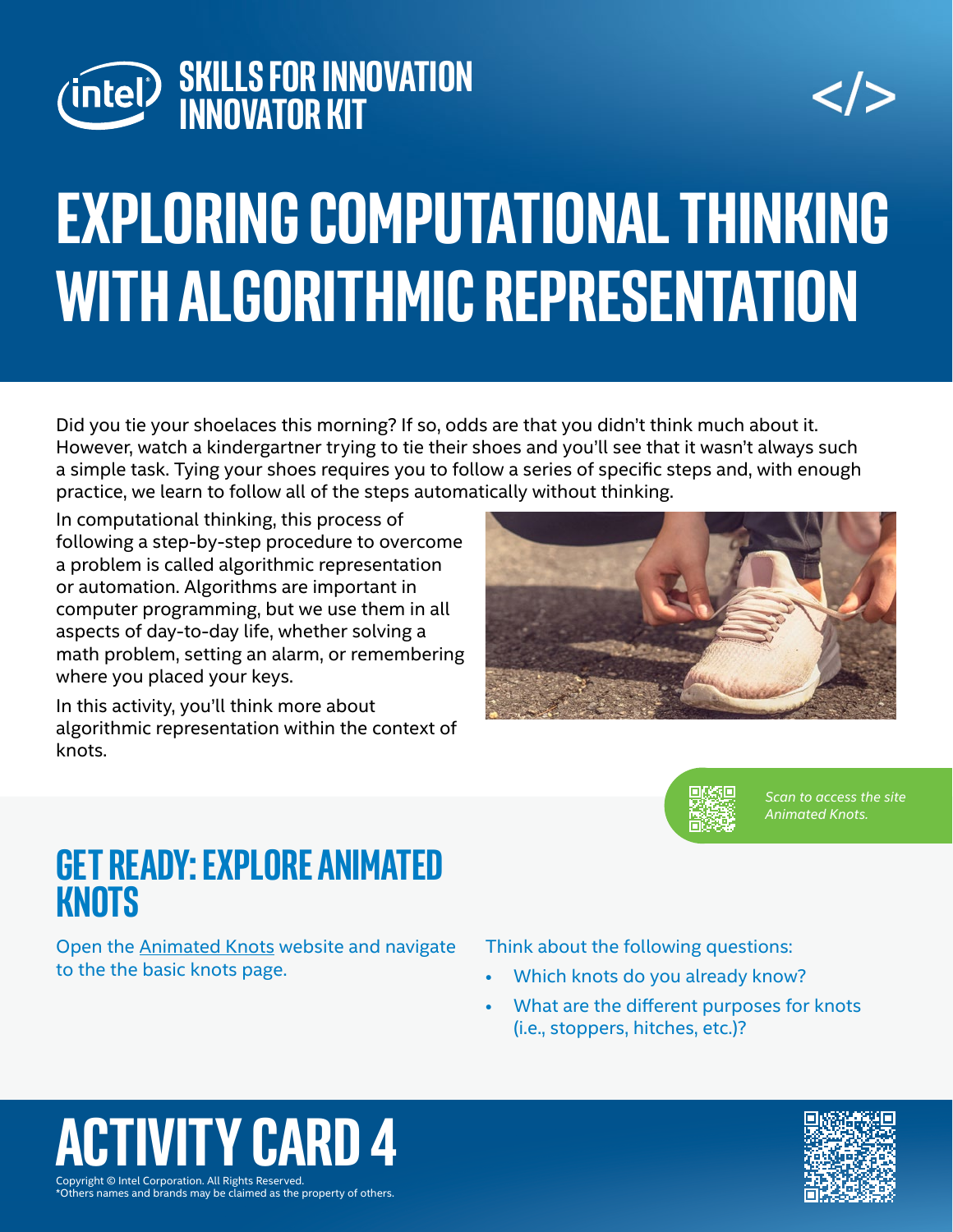# SKILLS FOR INNOVATION INNOVATOR KIT

# EXPLORING COMPUTATIONAL THINKING WITH ALGORITHMIC REPRESENTATION

Did you tie your shoelaces this morning? If so, odds are that you didn't think much about it. However, watch a kindergartner trying to tie their shoes and you'll see that it wasn't always such a simple task. Tying your shoes requires you to follow a series of specific steps and, with enough practice, we learn to follow all of the steps automatically without thinking.

In computational thinking, this process of following a step-by-step procedure to overcome a problem is called algorithmic representation or automation. Algorithms are important in computer programming, but we use them in all aspects of day-to-day life, whether solving a math problem, setting an alarm, or remembering where you placed your keys.

In this activity, you'll think more about algorithmic representation within the context of knots.

*Scan to access the site Animated Knots.*

## GET READY: EXPLORE ANIMATED KNOTS

Open the Animated Knots website and navigate to the the basic knots page.

Think about the following questions:

- Which knots do you already know?
- What are the different purposes for knots (i.e., stoppers, hitches, etc.)?

# ACTIVITY CARD 4

Copyright © Intel Corporation. All Rights Reserved.
*Others names and brands may be claimed as the property of others.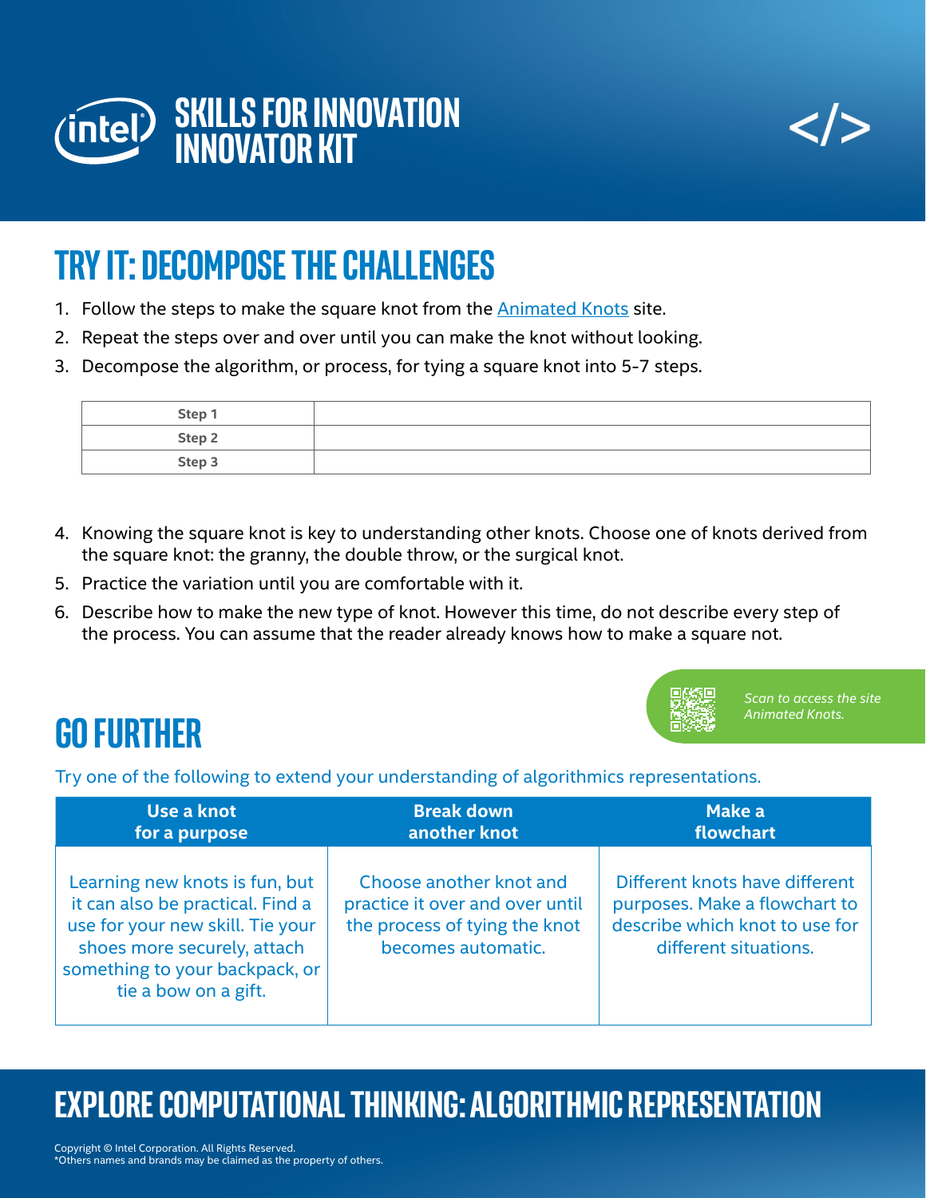# SKILLS FOR INNOVATION INNOVATOR KIT

## TRY IT: DECOMPOSE THE CHALLENGES

1. Follow the steps to make the square knot from the Animated Knots site.
2. Repeat the steps over and over until you can make the knot without looking.
3. Decompose the algorithm, or process, for tying a square knot into 5-7 steps.

| | |
|---|---|
| Step 1 | |
| Step 2 | |
| Step 3 | |

4. Knowing the square knot is key to understanding other knots. Choose one of knots derived from the square knot: the granny, the double throw, or the surgical knot.
5. Practice the variation until you are comfortable with it.
6. Describe how to make the new type of knot. However this time, do not describe every step of the process. You can assume that the reader already knows how to make a square not.

*Scan to access the site Animated Knots.*

## GO FURTHER

Try one of the following to extend your understanding of algorithmics representations.

| Use a knot for a purpose | Break down another knot | Make a flowchart |
|---|---|---|
| Learning new knots is fun, but it can also be practical. Find a use for your new skill. Tie your shoes more securely, attach something to your backpack, or tie a bow on a gift. | Choose another knot and practice it over and over until the process of tying the knot becomes automatic. | Different knots have different purposes. Make a flowchart to describe which knot to use for different situations. |

## EXPLORE COMPUTATIONAL THINKING: ALGORITHMIC REPRESENTATION

Copyright © Intel Corporation. All Rights Reserved.
*Others names and brands may be claimed as the property of others.